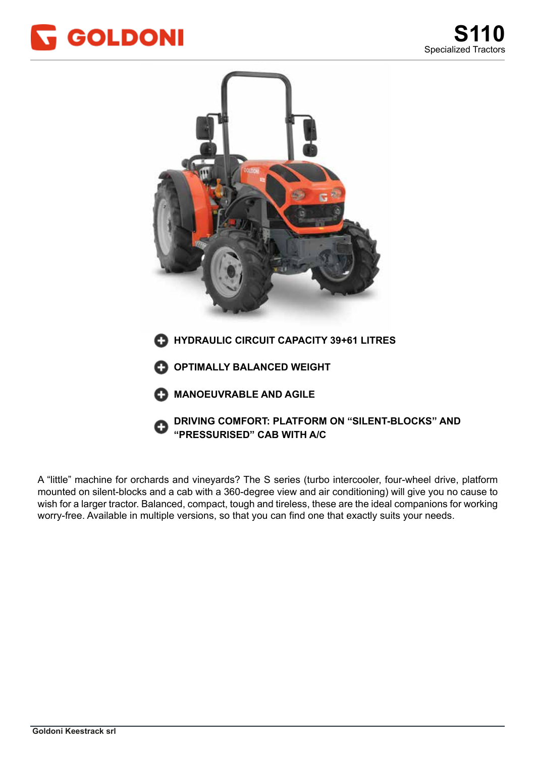# GOLDONI

## S110

Specialized Tractors

- **HYDRAULIC CIRCUIT CAPACITY 39+61 LITRES**
- **OPTIMALLY BALANCED WEIGHT**
- **MANOEUVRABLE AND AGILE**
- **DRIVING COMFORT: PLATFORM ON "SILENT-BLOCKS" AND "PRESSURISED" CAB WITH A/C**

A "little" machine for orchards and vineyards? The S series (turbo intercooler, four-wheel drive, platform mounted on silent-blocks and a cab with a 360-degree view and air conditioning) will give you no cause to wish for a larger tractor. Balanced, compact, tough and tireless, these are the ideal companions for working worry-free. Available in multiple versions, so that you can find one that exactly suits your needs.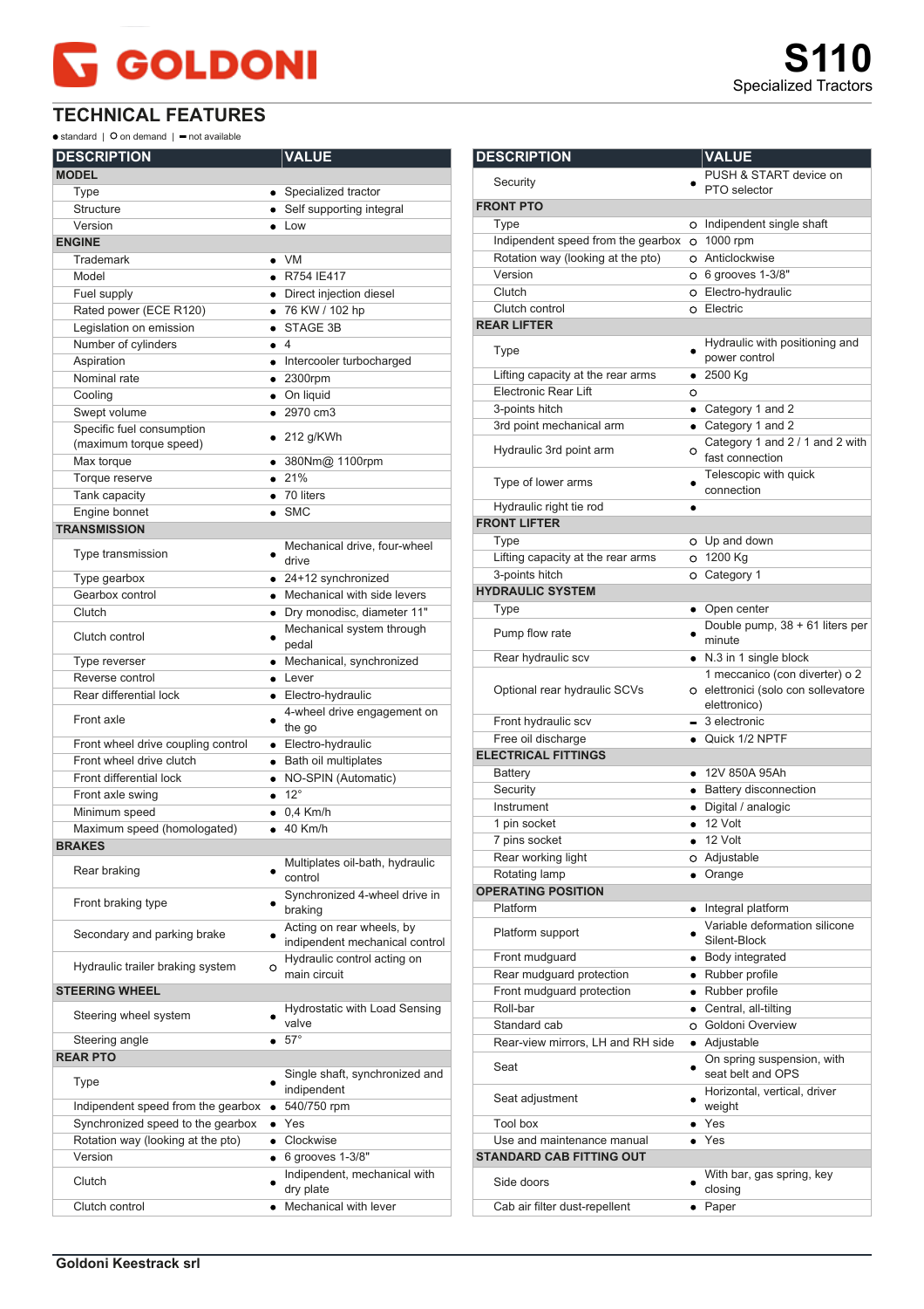# GOLDONI

# S110

Specialized Tractors

## TECHNICAL FEATURES

● standard | O on demand | ▬ not available

| DESCRIPTION | | VALUE |
|---|---|---|
| **MODEL** | | |
| Type | ● | Specialized tractor |
| Structure | ● | Self supporting integral |
| Version | ● | Low |
| **ENGINE** | | |
| Trademark | ● | VM |
| Model | ● | R754 IE417 |
| Fuel supply | ● | Direct injection diesel |
| Rated power (ECE R120) | ● | 76 KW / 102 hp |
| Legislation on emission | ● | STAGE 3B |
| Number of cylinders | ● | 4 |
| Aspiration | ● | Intercooler turbocharged |
| Nominal rate | ● | 2300rpm |
| Cooling | ● | On liquid |
| Swept volume | ● | 2970 cm3 |
| Specific fuel consumption (maximum torque speed) | ● | 212 g/KWh |
| Max torque | ● | 380Nm@ 1100rpm |
| Torque reserve | ● | 21% |
| Tank capacity | ● | 70 liters |
| Engine bonnet | ● | SMC |
| **TRANSMISSION** | | |
| Type transmission | ● | Mechanical drive, four-wheel drive |
| Type gearbox | ● | 24+12 synchronized |
| Gearbox control | ● | Mechanical with side levers |
| Clutch | ● | Dry monodisc, diameter 11" |
| Clutch control | ● | Mechanical system through pedal |
| Type reverser | ● | Mechanical, synchronized |
| Reverse control | ● | Lever |
| Rear differential lock | ● | Electro-hydraulic |
| Front axle | ● | 4-wheel drive engagement on the go |
| Front wheel drive coupling control | ● | Electro-hydraulic |
| Front wheel drive clutch | ● | Bath oil multiplates |
| Front differential lock | ● | NO-SPIN (Automatic) |
| Front axle swing | ● | 12° |
| Minimum speed | ● | 0,4 Km/h |
| Maximum speed (homologated) | ● | 40 Km/h |
| **BRAKES** | | |
| Rear braking | ● | Multiplates oil-bath, hydraulic control |
| Front braking type | ● | Synchronized 4-wheel drive in braking |
| Secondary and parking brake | ● | Acting on rear wheels, by indipendent mechanical control |
| Hydraulic trailer braking system | O | Hydraulic control acting on main circuit |
| **STEERING WHEEL** | | |
| Steering wheel system | ● | Hydrostatic with Load Sensing valve |
| Steering angle | ● | 57° |
| **REAR PTO** | | |
| Type | ● | Single shaft, synchronized and indipendent |
| Indipendent speed from the gearbox | ● | 540/750 rpm |
| Synchronized speed to the gearbox | ● | Yes |
| Rotation way (looking at the pto) | ● | Clockwise |
| Version | ● | 6 grooves 1-3/8" |
| Clutch | ● | Indipendent, mechanical with dry plate |
| Clutch control | ● | Mechanical with lever |
| Security | ● | PUSH & START device on PTO selector |
| **FRONT PTO** | | |
| Type | O | Independent single shaft |
| Independent speed from the gearbox | O | 1000 rpm |
| Rotation way (looking at the pto) | O | Anticlockwise |
| Version | O | 6 grooves 1-3/8" |
| Clutch | O | Electro-hydraulic |
| Clutch control | O | Electric |
| **REAR LIFTER** | | |
| Type | ● | Hydraulic with positioning and power control |
| Lifting capacity at the rear arms | ● | 2500 Kg |
| Electronic Rear Lift | O | |
| 3-points hitch | ● | Category 1 and 2 |
| 3rd point mechanical arm | ● | Category 1 and 2 |
| Hydraulic 3rd point arm | O | Category 1 and 2 / 1 and 2 with fast connection |
| Type of lower arms | ● | Telescopic with quick connection |
| Hydraulic right tie rod | ● | |
| **FRONT LIFTER** | | |
| Type | O | Up and down |
| Lifting capacity at the rear arms | O | 1200 Kg |
| 3-points hitch | O | Category 1 |
| **HYDRAULIC SYSTEM** | | |
| Type | ● | Open center |
| Pump flow rate | ● | Double pump, 38 + 61 liters per minute |
| Rear hydraulic scv | ● | N.3 in 1 single block |
| Optional rear hydraulic SCVs | O | 1 meccanico (con diverter) o 2 elettronici (solo con sollevatore elettronico) |
| Front hydraulic scv | ▬ | 3 electronic |
| Free oil discharge | ● | Quick 1/2 NPTF |
| **ELECTRICAL FITTINGS** | | |
| Battery | ● | 12V 850A 95Ah |
| Security | ● | Battery disconnection |
| Instrument | ● | Digital / analogic |
| 1 pin socket | ● | 12 Volt |
| 7 pins socket | ● | 12 Volt |
| Rear working light | O | Adjustable |
| Rotating lamp | ● | Orange |
| **OPERATING POSITION** | | |
| Platform | ● | Integral platform |
| Platform support | ● | Variable deformation silicone Silent-Block |
| Front mudguard | ● | Body integrated |
| Rear mudguard protection | ● | Rubber profile |
| Front mudguard protection | ● | Rubber profile |
| Roll-bar | ● | Central, all-tilting |
| Standard cab | O | Goldoni Overview |
| Rear-view mirrors, LH and RH side | ● | Adjustable |
| Seat | ● | On spring suspension, with seat belt and OPS |
| Seat adjustment | ● | Horizontal, vertical, driver weight |
| Tool box | ● | Yes |
| Use and maintenance manual | ● | Yes |
| **STANDARD CAB FITTING OUT** | | |
| Side doors | ● | With bar, gas spring, key closing |
| Cab air filter dust-repellent | ● | Paper |

**Goldoni Keestrack srl**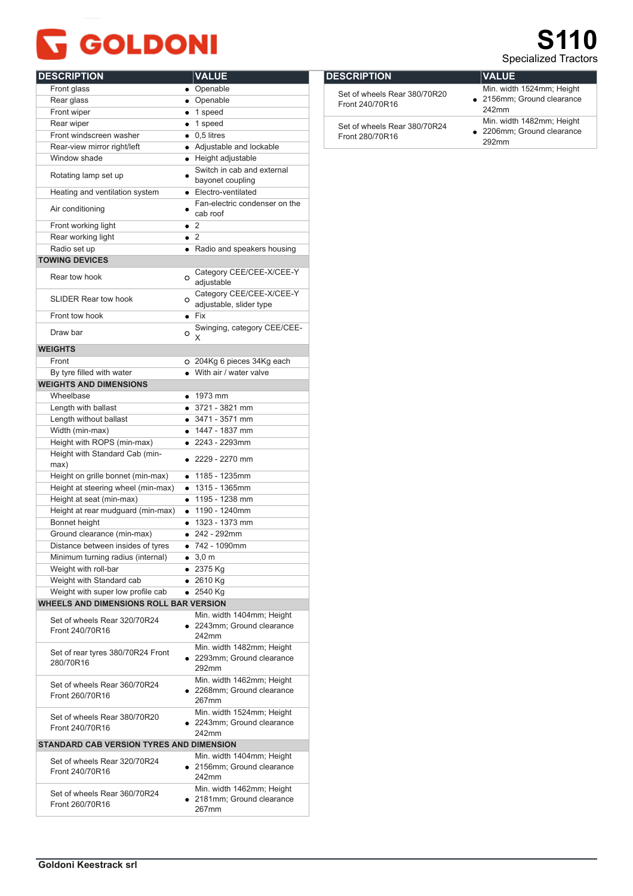# GOLDONI

**S110**
Specialized Tractors

| DESCRIPTION | | VALUE |
|---|---|---|
| Front glass | ● | Openable |
| Rear glass | ● | Openable |
| Front wiper | ● | 1 speed |
| Rear wiper | ● | 1 speed |
| Front windscreen washer | ● | 0,5 litres |
| Rear-view mirror right/left | ● | Adjustable and lockable |
| Window shade | ● | Height adjustable |
| Rotating lamp set up | ● | Switch in cab and external bayonet coupling |
| Heating and ventilation system | ● | Electro-ventilated |
| Air conditioning | ● | Fan-electric condenser on the cab roof |
| Front working light | ● | 2 |
| Rear working light | ● | 2 |
| Radio set up | ● | Radio and speakers housing |
| **TOWING DEVICES** | | |
| Rear tow hook | ○ | Category CEE/CEE-X/CEE-Y adjustable |
| SLIDER Rear tow hook | ○ | Category CEE/CEE-X/CEE-Y adjustable, slider type |
| Front tow hook | ● | Fix |
| Draw bar | ○ | Swinging, category CEE/CEE-X |
| **WEIGHTS** | | |
| Front | ○ | 204Kg 6 pieces 34Kg each |
| By tyre filled with water | ● | With air / water valve |
| **WEIGHTS AND DIMENSIONS** | | |
| Wheelbase | ● | 1973 mm |
| Length with ballast | ● | 3721 - 3821 mm |
| Length without ballast | ● | 3471 - 3571 mm |
| Width (min-max) | ● | 1447 - 1837 mm |
| Height with ROPS (min-max) | ● | 2243 - 2293mm |
| Height with Standard Cab (min-max) | ● | 2229 - 2270 mm |
| Height on grille bonnet (min-max) | ● | 1185 - 1235mm |
| Height at steering wheel (min-max) | ● | 1315 - 1365mm |
| Height at seat (min-max) | ● | 1195 - 1238 mm |
| Height at rear mudguard (min-max) | ● | 1190 - 1240mm |
| Bonnet height | ● | 1323 - 1373 mm |
| Ground clearance (min-max) | ● | 242 - 292mm |
| Distance between insides of tyres | ● | 742 - 1090mm |
| Minimum turning radius (internal) | ● | 3,0 m |
| Weight with roll-bar | ● | 2375 Kg |
| Weight with Standard cab | ● | 2610 Kg |
| Weight with super low profile cab | ● | 2540 Kg |
| **WHEELS AND DIMENSIONS ROLL BAR VERSION** | | |
| Set of wheels Rear 320/70R24 Front 240/70R16 | ● | Min. width 1404mm; Height 2243mm; Ground clearance 242mm |
| Set of rear tyres 380/70R24 Front 280/70R16 | ● | Min. width 1482mm; Height 2293mm; Ground clearance 292mm |
| Set of wheels Rear 360/70R24 Front 260/70R16 | ● | Min. width 1462mm; Height 2268mm; Ground clearance 267mm |
| Set of wheels Rear 380/70R20 Front 240/70R16 | ● | Min. width 1524mm; Height 2243mm; Ground clearance 242mm |
| **STANDARD CAB VERSION TYRES AND DIMENSION** | | |
| Set of wheels Rear 320/70R24 Front 240/70R16 | ● | Min. width 1404mm; Height 2156mm; Ground clearance 242mm |
| Set of wheels Rear 360/70R24 Front 260/70R16 | ● | Min. width 1462mm; Height 2181mm; Ground clearance 267mm |
| Set of wheels Rear 380/70R20 Front 240/70R16 | ● | Min. width 1524mm; Height 2156mm; Ground clearance 242mm |
| Set of wheels Rear 380/70R24 Front 280/70R16 | ● | Min. width 1482mm; Height 2206mm; Ground clearance 292mm |

Goldoni Keestrack srl